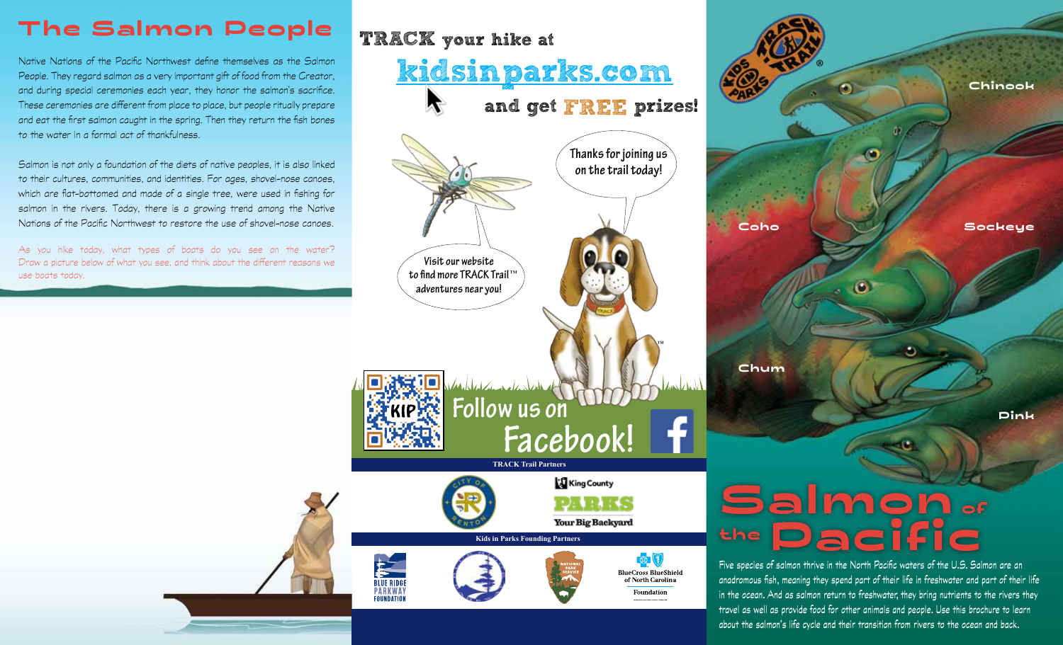# The Salmon People

Native Nations of the Pacific Northwest define themselves as the Salmon People. They regard salmon as a very important gift of food from the Creator, and during special ceremonies each year, they honor the salmon's sacrifice. These ceremonies are different from place to place, but people ritually prepare and eat the first salmon caught in the spring. Then they return the fish bones to the water in a formal act of thankfulness.

Salmon is not only a foundation of the diets of native peoples, it is also linked to their cultures, communities, and identities. For ages, shovel-nose canoes, which are flat-bottomed and made of a single tree, were used in fishing for salmon in the rivers. Today, there is a growing trend among the Native Nations of the Pacific Northwest to restore the use of shovel-nose canoes.

As you hike today, what types of boats do you see on the water? Draw a picture below of what you see, and think about the different reasons we use boats today.

**TRACK your hike at kidsinparks.com and get FREE prizes!**

Thanks for joining us on the trail today!

Visit our website to find more TRACK Trail™ adventures near you!

Follow us on Facebook!

**TRACK Trail Partners**

City of Renton

King County PARKS Your Big Backyard

**Kids in Parks Founding Partners**

Blue Ridge Parkway Foundation

National Park Service

BlueCross BlueShield of North Carolina Foundation

Kids in Parks TRACK Trail®

Chinook

Coho

Sockeye

Chum

Pink

# Salmon of the Pacific

Five species of salmon thrive in the North Pacific waters of the U.S. Salmon are an anadromous fish, meaning they spend part of their life in freshwater and part of their life in the ocean. And as salmon return to freshwater, they bring nutrients to the rivers they travel as well as provide food for other animals and people. Use this brochure to learn about the salmon's life cycle and their transition from rivers to the ocean and back.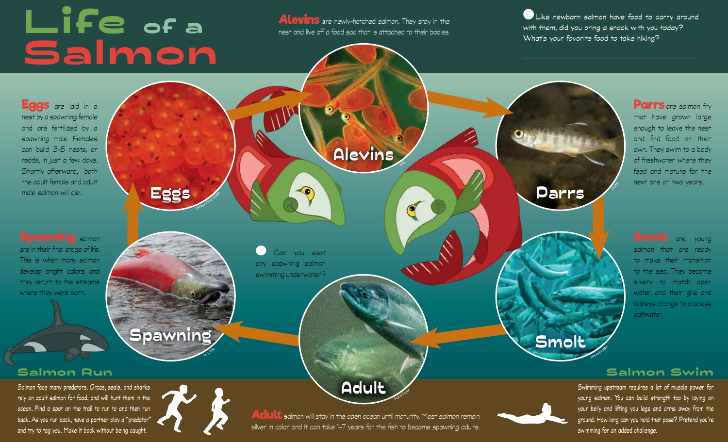# Life of a Salmon

**Alevins** are newly-hatched salmon. They stay in the nest and live off a food sac that is attached to their bodies.

Like newborn salmon have food to carry around with them, did you bring a snack with you today? What's your favorite food to take hiking?

_______________________________________________

**Eggs** are laid in a nest by a spawning female and are fertilized by a spawning male. Females can build 3-5 nests, or redds, in just a few days. Shortly afterward, both the adult female and adult male salmon will die.

**Parrs** are salmon fry that have grown large enough to leave the nest and find food on their own. They swim to a body of freshwater where they feed and mature for the next one or two years.

**Spawning** salmon are in their final stage of life. This is when many salmon develop bright colors and they return to the streams where they were born.

Can you spot any spawning salmon swimming underwater?

**Smolt** are young salmon that are ready to make their transition to the sea. They become silvery to match open water, and their gills and kidneys change to process saltwater.

Eggs

Alevins

Parrs

Smolt

Adult

Spawning

DeNise Frost, NOAA

NPS

NOAA

James Brooke

Ingrid Taylor

U.S. EPA

## Salmon Run

Salmon face many predators. Orcas, seals, and sharks rely on adult salmon for food, and will hunt them in the ocean. Find a spot on the trail to run to and then run back. As you run back, have a partner play a "predator" and try to tag you. Make it back without being caught.

**Adult** salmon will stay in the open ocean until maturity. Most salmon remain silver in color and it can take 1-7 years for the fish to become spawning adults.

## Salmon Swim

Swimming upstream requires a lot of muscle power for young salmon. You can build strength too by laying on your belly and lifting you legs and arms away from the ground. How long can you hold that pose? Pretend you're swimming for an added challenge.